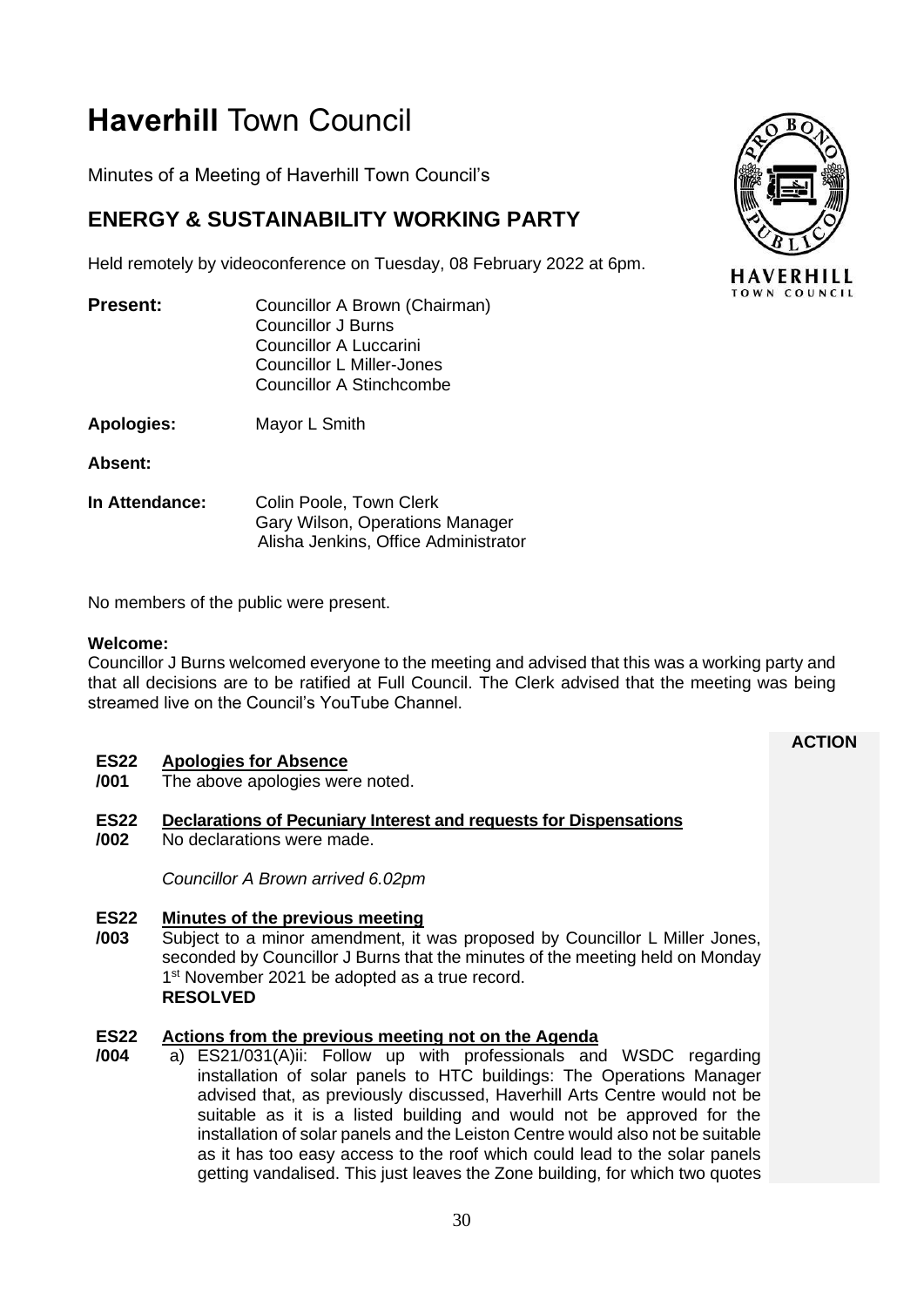# **Haverhill** Town Council

Minutes of a Meeting of Haverhill Town Council's

## ENERGY & SUSTAINABILITY WORKING PARTY

Held remotely by videoconference on Tuesday, 08 February 2022 at 6pm.

**Present:** Councillor A Brown (Chairman)
Councillor J Burns
Councillor A Luccarini
Councillor L Miller-Jones
Councillor A Stinchcombe

**Apologies:** Mayor L Smith

**Absent:**

**In Attendance:** Colin Poole, Town Clerk
Gary Wilson, Operations Manager
Alisha Jenkins, Office Administrator

No members of the public were present.

**Welcome:**
Councillor J Burns welcomed everyone to the meeting and advised that this was a working party and that all decisions are to be ratified at Full Council. The Clerk advised that the meeting was being streamed live on the Council's YouTube Channel.

**ACTION**

**ES22/001** **Apologies for Absence**
The above apologies were noted.

**ES22/002** **Declarations of Pecuniary Interest and requests for Dispensations**
No declarations were made.

*Councillor A Brown arrived 6.02pm*

**ES22/003** **Minutes of the previous meeting**
Subject to a minor amendment, it was proposed by Councillor L Miller Jones, seconded by Councillor J Burns that the minutes of the meeting held on Monday 1st November 2021 be adopted as a true record.
**RESOLVED**

**ES22/004** **Actions from the previous meeting not on the Agenda**

a) ES21/031(A)ii: Follow up with professionals and WSDC regarding installation of solar panels to HTC buildings: The Operations Manager advised that, as previously discussed, Haverhill Arts Centre would not be suitable as it is a listed building and would not be approved for the installation of solar panels and the Leiston Centre would also not be suitable as it has too easy access to the roof which could lead to the solar panels getting vandalised. This just leaves the Zone building, for which two quotes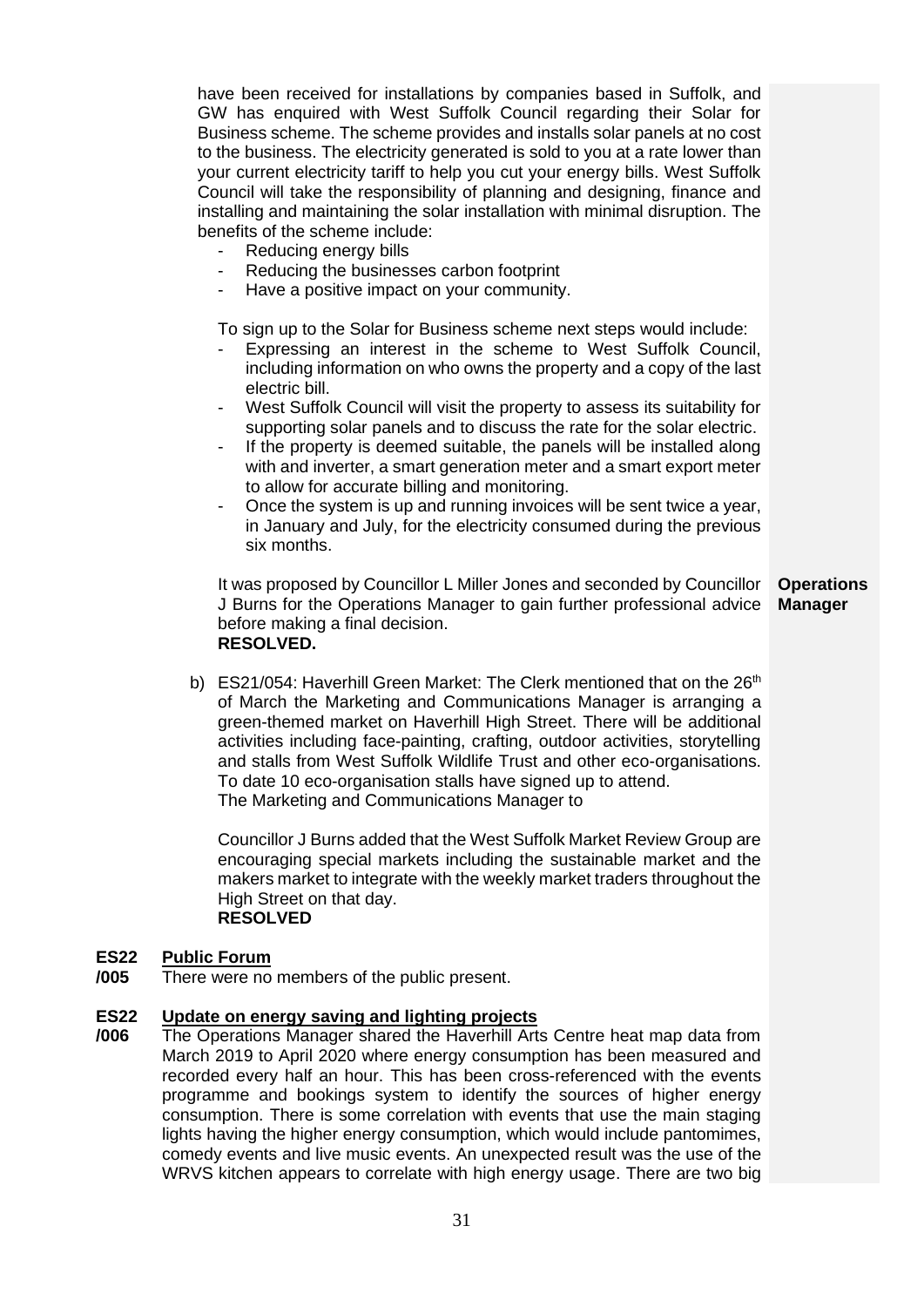have been received for installations by companies based in Suffolk, and GW has enquired with West Suffolk Council regarding their Solar for Business scheme. The scheme provides and installs solar panels at no cost to the business. The electricity generated is sold to you at a rate lower than your current electricity tariff to help you cut your energy bills. West Suffolk Council will take the responsibility of planning and designing, finance and installing and maintaining the solar installation with minimal disruption. The benefits of the scheme include:

- Reducing energy bills
- Reducing the businesses carbon footprint
- Have a positive impact on your community.

To sign up to the Solar for Business scheme next steps would include:

- Expressing an interest in the scheme to West Suffolk Council, including information on who owns the property and a copy of the last electric bill.
- West Suffolk Council will visit the property to assess its suitability for supporting solar panels and to discuss the rate for the solar electric.
- If the property is deemed suitable, the panels will be installed along with and inverter, a smart generation meter and a smart export meter to allow for accurate billing and monitoring.
- Once the system is up and running invoices will be sent twice a year, in January and July, for the electricity consumed during the previous six months.

It was proposed by Councillor L Miller Jones and seconded by Councillor J Burns for the Operations Manager to gain further professional advice before making a final decision.
**RESOLVED.**

**Operations Manager**

b) ES21/054: Haverhill Green Market: The Clerk mentioned that on the 26th of March the Marketing and Communications Manager is arranging a green-themed market on Haverhill High Street. There will be additional activities including face-painting, crafting, outdoor activities, storytelling and stalls from West Suffolk Wildlife Trust and other eco-organisations. To date 10 eco-organisation stalls have signed up to attend.
The Marketing and Communications Manager to

Councillor J Burns added that the West Suffolk Market Review Group are encouraging special markets including the sustainable market and the makers market to integrate with the weekly market traders throughout the High Street on that day.
**RESOLVED**

**ES22/005** **Public Forum**

There were no members of the public present.

**ES22/006** **Update on energy saving and lighting projects**

The Operations Manager shared the Haverhill Arts Centre heat map data from March 2019 to April 2020 where energy consumption has been measured and recorded every half an hour. This has been cross-referenced with the events programme and bookings system to identify the sources of higher energy consumption. There is some correlation with events that use the main staging lights having the higher energy consumption, which would include pantomimes, comedy events and live music events. An unexpected result was the use of the WRVS kitchen appears to correlate with high energy usage. There are two big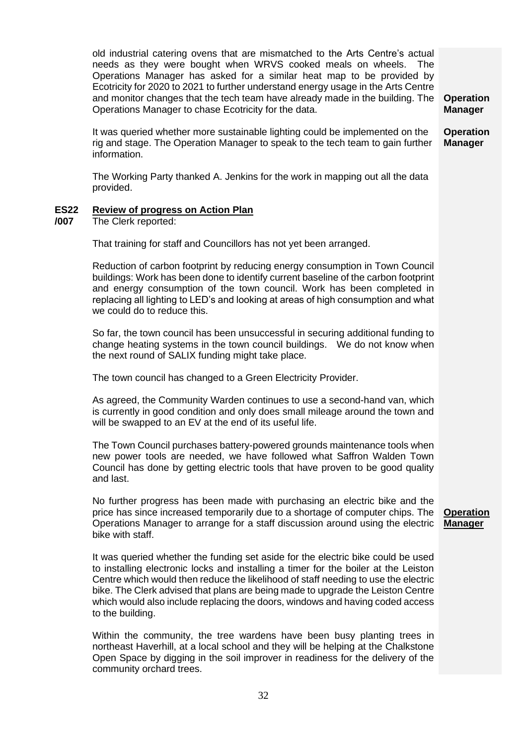old industrial catering ovens that are mismatched to the Arts Centre's actual needs as they were bought when WRVS cooked meals on wheels. The Operations Manager has asked for a similar heat map to be provided by Ecotricity for 2020 to 2021 to further understand energy usage in the Arts Centre and monitor changes that the tech team have already made in the building. The Operations Manager to chase Ecotricity for the data. **Operation Manager**

It was queried whether more sustainable lighting could be implemented on the rig and stage. The Operation Manager to speak to the tech team to gain further information. **Operation Manager**

The Working Party thanked A. Jenkins for the work in mapping out all the data provided.

**ES22/007** **Review of progress on Action Plan**

The Clerk reported:

That training for staff and Councillors has not yet been arranged.

Reduction of carbon footprint by reducing energy consumption in Town Council buildings: Work has been done to identify current baseline of the carbon footprint and energy consumption of the town council. Work has been completed in replacing all lighting to LED's and looking at areas of high consumption and what we could do to reduce this.

So far, the town council has been unsuccessful in securing additional funding to change heating systems in the town council buildings. We do not know when the next round of SALIX funding might take place.

The town council has changed to a Green Electricity Provider.

As agreed, the Community Warden continues to use a second-hand van, which is currently in good condition and only does small mileage around the town and will be swapped to an EV at the end of its useful life.

The Town Council purchases battery-powered grounds maintenance tools when new power tools are needed, we have followed what Saffron Walden Town Council has done by getting electric tools that have proven to be good quality and last.

No further progress has been made with purchasing an electric bike and the price has since increased temporarily due to a shortage of computer chips. The Operations Manager to arrange for a staff discussion around using the electric bike with staff. **Operation Manager**

It was queried whether the funding set aside for the electric bike could be used to installing electronic locks and installing a timer for the boiler at the Leiston Centre which would then reduce the likelihood of staff needing to use the electric bike. The Clerk advised that plans are being made to upgrade the Leiston Centre which would also include replacing the doors, windows and having coded access to the building.

Within the community, the tree wardens have been busy planting trees in northeast Haverhill, at a local school and they will be helping at the Chalkstone Open Space by digging in the soil improver in readiness for the delivery of the community orchard trees.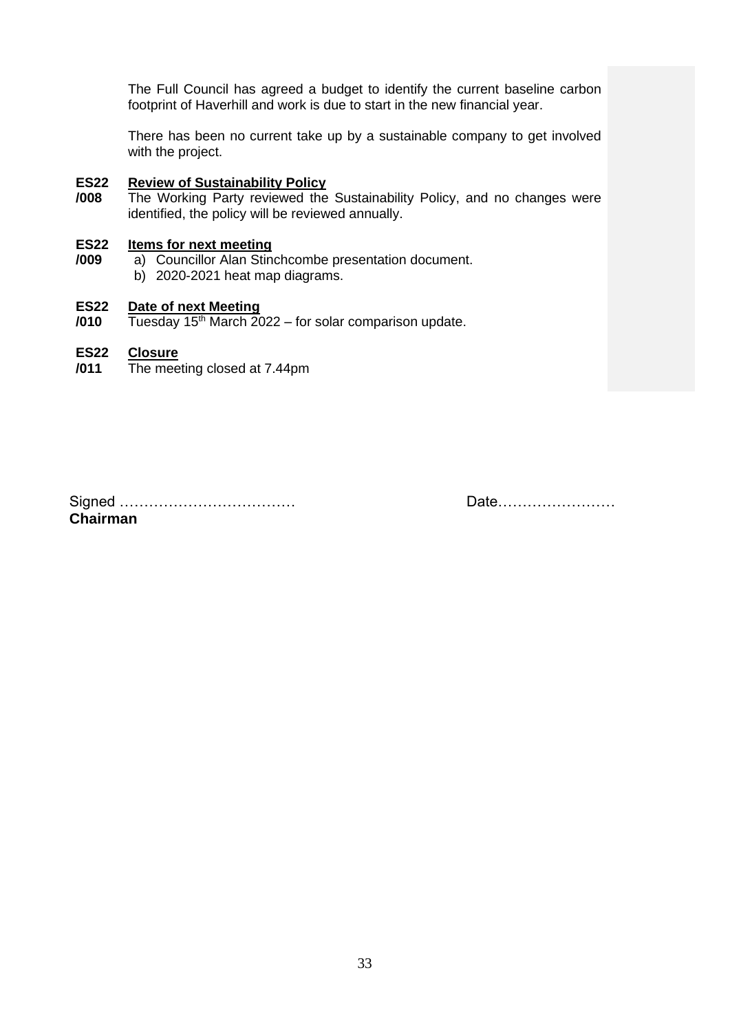The Full Council has agreed a budget to identify the current baseline carbon footprint of Haverhill and work is due to start in the new financial year.

There has been no current take up by a sustainable company to get involved with the project.

**ES22 /008** **Review of Sustainability Policy**

The Working Party reviewed the Sustainability Policy, and no changes were identified, the policy will be reviewed annually.

**ES22 /009** **Items for next meeting**

a) Councillor Alan Stinchcombe presentation document.
b) 2020-2021 heat map diagrams.

**ES22 /010** **Date of next Meeting**

Tuesday 15th March 2022 – for solar comparison update.

**ES22 /011** **Closure**

The meeting closed at 7.44pm

Signed ……………………………… Date……………………

**Chairman**